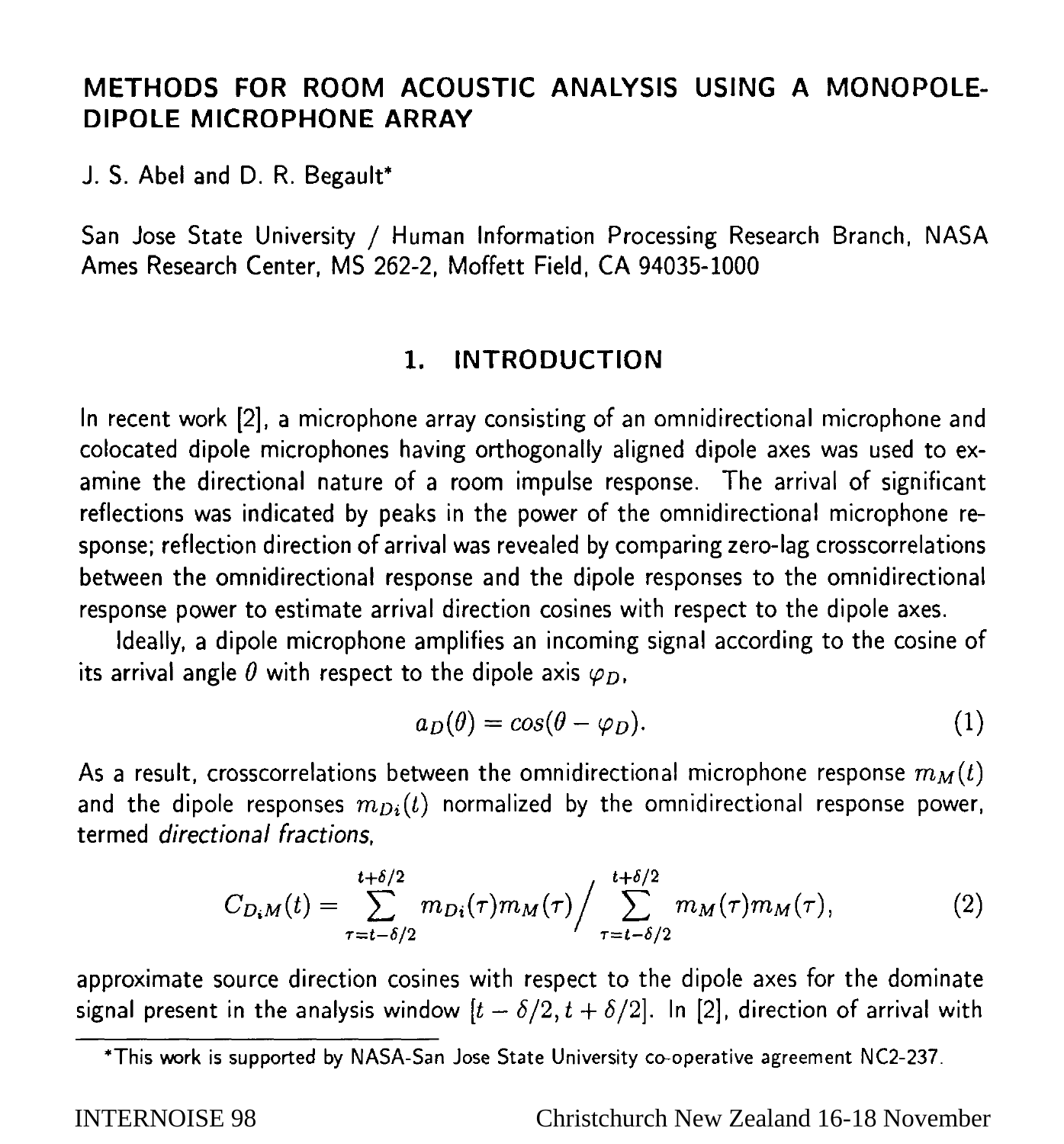# METHODS FOR ROOM ACOUSTIC ANALYSIS USING A MONOPOLE-DIPOLE MICROPHONE ARRAY

J. S. Abel and D. R. Begault*

San Jose State University / Human Information Processing Research Branch, NASA Ames Research Center, MS 262-2, Moffett Field, CA 94035-1000

## 1. INTRODUCTION

In recent work [2], a microphone array consisting of an omnidirectional microphone and colocated dipole microphones having orthogonally aligned dipole axes was used to examine the directional nature of a room impulse response. The arrival of significant reflections was indicated by peaks in the power of the omnidirectional microphone response; reflection direction of arrival was revealed by comparing zero-lag crosscorrelations between the omnidirectional response and the dipole responses to the omnidirectional response power to estimate arrival direction cosines with respect to the dipole axes.

Ideally, a dipole microphone amplifies an incoming signal according to the cosine of its arrival angle $\theta$ with respect to the dipole axis $\varphi_D$,

$$a_D(\theta) = cos(\theta - \varphi_D). \tag{1}$$

As a result, crosscorrelations between the omnidirectional microphone response $m_M(t)$ and the dipole responses $m_{Di}(t)$ normalized by the omnidirectional response power, termed *directional fractions*,

$$C_{D_iM}(t) = \sum_{\tau=t-\delta/2}^{t+\delta/2} m_{Di}(\tau)m_M(\tau) \Big/ \sum_{\tau=t-\delta/2}^{t+\delta/2} m_M(\tau)m_M(\tau), \tag{2}$$

approximate source direction cosines with respect to the dipole axes for the dominate signal present in the analysis window $[t - \delta/2, t + \delta/2]$. In [2], direction of arrival with

*This work is supported by NASA-San Jose State University co-operative agreement NC2-237.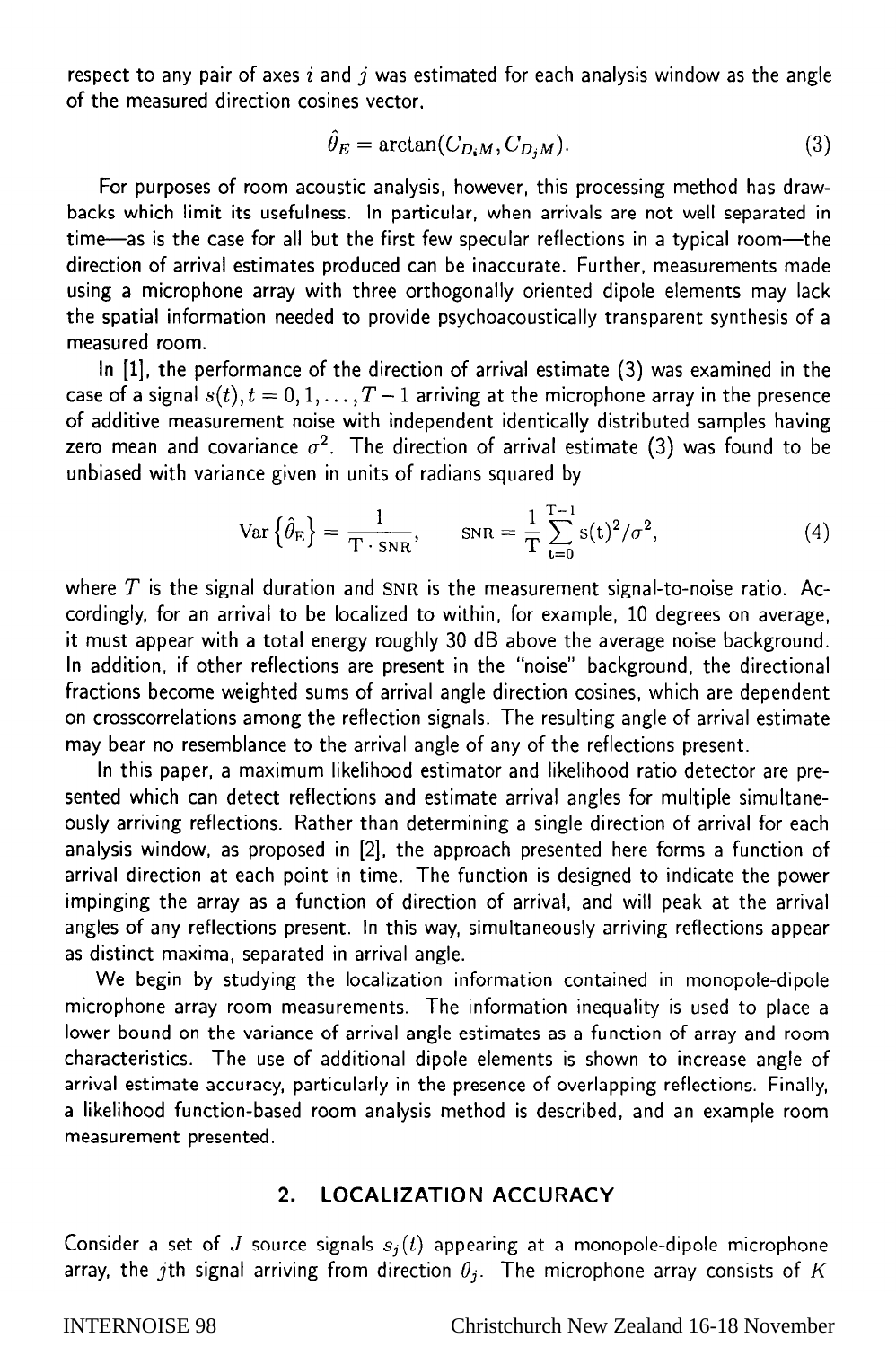respect to any pair of axes $i$ and $j$ was estimated for each analysis window as the angle of the measured direction cosines vector.

$$\hat{\theta}_E = \arctan(C_{D_iM}, C_{D_jM}). \tag{3}$$

For purposes of room acoustic analysis, however, this processing method has drawbacks which limit its usefulness. In particular, when arrivals are not well separated in time—as is the case for all but the first few specular reflections in a typical room—the direction of arrival estimates produced can be inaccurate. Further, measurements made using a microphone array with three orthogonally oriented dipole elements may lack the spatial information needed to provide psychoacoustically transparent synthesis of a measured room.

In [1], the performance of the direction of arrival estimate (3) was examined in the case of a signal $s(t), t = 0, 1, \ldots, T-1$ arriving at the microphone array in the presence of additive measurement noise with independent identically distributed samples having zero mean and covariance $\sigma^2$. The direction of arrival estimate (3) was found to be unbiased with variance given in units of radians squared by

$$\mathrm{Var}\left\{\hat{\theta}_{\mathrm{E}}\right\} = \frac{1}{\mathrm{T} \cdot \mathrm{SNR}}, \qquad \mathrm{SNR} = \frac{1}{\mathrm{T}} \sum_{t=0}^{\mathrm{T}-1} \mathrm{s}(t)^2/\sigma^2, \tag{4}$$

where $T$ is the signal duration and SNR is the measurement signal-to-noise ratio. Accordingly, for an arrival to be localized to within, for example, 10 degrees on average, it must appear with a total energy roughly 30 dB above the average noise background. In addition, if other reflections are present in the "noise" background, the directional fractions become weighted sums of arrival angle direction cosines, which are dependent on crosscorrelations among the reflection signals. The resulting angle of arrival estimate may bear no resemblance to the arrival angle of any of the reflections present.

In this paper, a maximum likelihood estimator and likelihood ratio detector are presented which can detect reflections and estimate arrival angles for multiple simultaneously arriving reflections. Rather than determining a single direction of arrival for each analysis window, as proposed in [2], the approach presented here forms a function of arrival direction at each point in time. The function is designed to indicate the power impinging the array as a function of direction of arrival, and will peak at the arrival angles of any reflections present. In this way, simultaneously arriving reflections appear as distinct maxima, separated in arrival angle.

We begin by studying the localization information contained in monopole-dipole microphone array room measurements. The information inequality is used to place a lower bound on the variance of arrival angle estimates as a function of array and room characteristics. The use of additional dipole elements is shown to increase angle of arrival estimate accuracy, particularly in the presence of overlapping reflections. Finally, a likelihood function-based room analysis method is described, and an example room measurement presented.

## 2. LOCALIZATION ACCURACY

Consider a set of $J$ source signals $s_j(t)$ appearing at a monopole-dipole microphone array, the $j$th signal arriving from direction $\theta_j$. The microphone array consists of $K$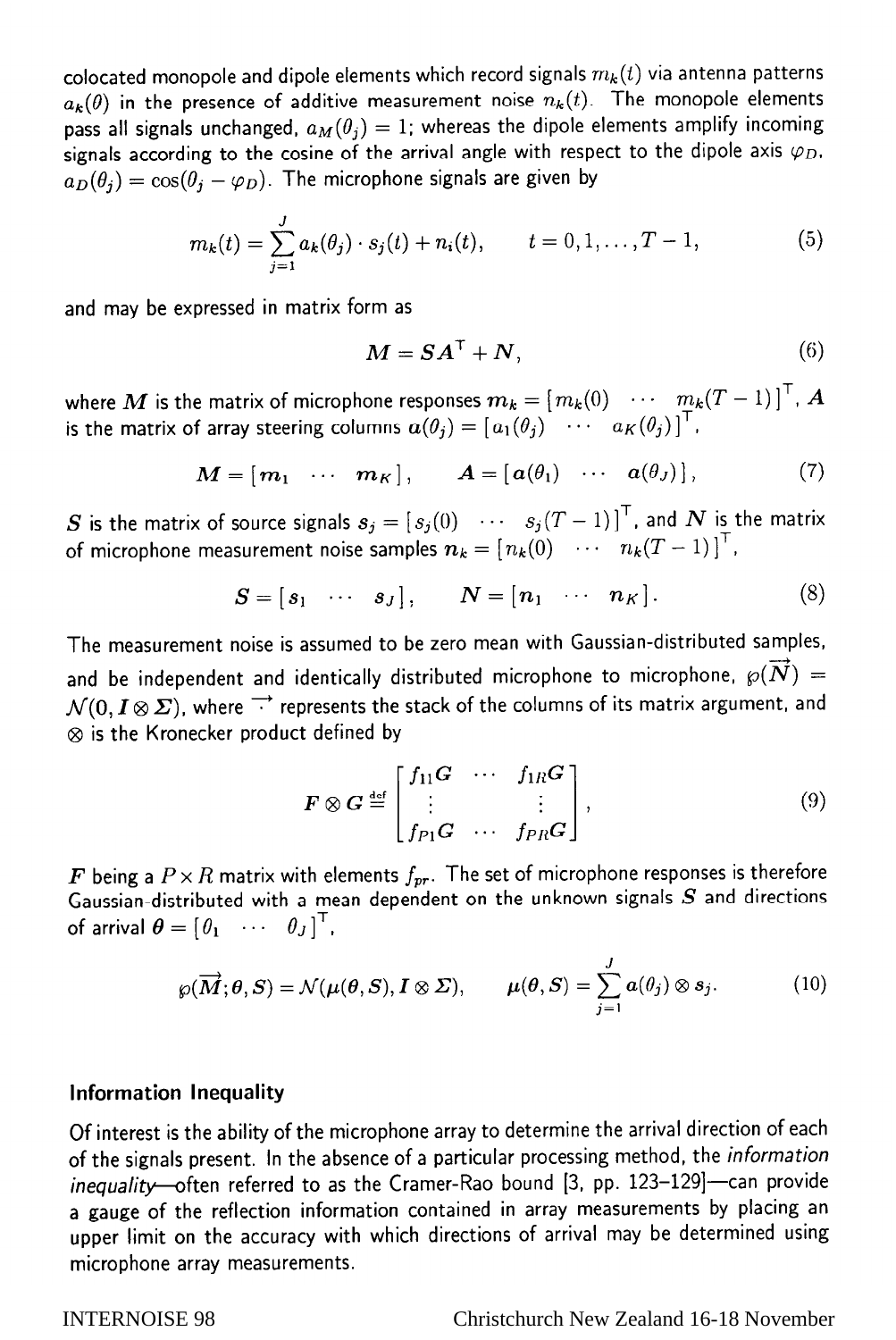colocated monopole and dipole elements which record signals $m_k(t)$ via antenna patterns $a_k(\theta)$ in the presence of additive measurement noise $n_k(t)$. The monopole elements pass all signals unchanged, $a_M(\theta_j) = 1$; whereas the dipole elements amplify incoming signals according to the cosine of the arrival angle with respect to the dipole axis $\varphi_D$, $a_D(\theta_j) = \cos(\theta_j - \varphi_D)$. The microphone signals are given by

$$m_k(t) = \sum_{j=1}^{J} a_k(\theta_j) \cdot s_j(t) + n_i(t), \qquad t = 0, 1, \ldots, T-1, \tag{5}$$

and may be expressed in matrix form as

$$\boldsymbol{M} = \boldsymbol{S}\boldsymbol{A}^{\mathsf{T}} + \boldsymbol{N}, \tag{6}$$

where $\boldsymbol{M}$ is the matrix of microphone responses $\boldsymbol{m}_k = [\, m_k(0) \quad \cdots \quad m_k(T-1)\,]^{\mathsf{T}}$, $\boldsymbol{A}$ is the matrix of array steering columns $\boldsymbol{a}(\theta_j) = [\, a_1(\theta_j) \quad \cdots \quad a_K(\theta_j)\,]^{\mathsf{T}}$,

$$\boldsymbol{M} = [\, \boldsymbol{m}_1 \quad \cdots \quad \boldsymbol{m}_K \,], \qquad \boldsymbol{A} = [\, \boldsymbol{a}(\theta_1) \quad \cdots \quad \boldsymbol{a}(\theta_J)\,], \tag{7}$$

$\boldsymbol{S}$ is the matrix of source signals $\boldsymbol{s}_j = [\, s_j(0) \quad \cdots \quad s_j(T-1)\,]^{\mathsf{T}}$, and $\boldsymbol{N}$ is the matrix of microphone measurement noise samples $\boldsymbol{n}_k = [\, n_k(0) \quad \cdots \quad n_k(T-1)\,]^{\mathsf{T}}$,

$$\boldsymbol{S} = [\, \boldsymbol{s}_1 \quad \cdots \quad \boldsymbol{s}_J \,], \qquad \boldsymbol{N} = [\, \boldsymbol{n}_1 \quad \cdots \quad \boldsymbol{n}_K \,]. \tag{8}$$

The measurement noise is assumed to be zero mean with Gaussian-distributed samples, and be independent and identically distributed microphone to microphone, $\wp(\overrightarrow{\boldsymbol{N}}) = \mathcal{N}(0, \boldsymbol{I} \otimes \boldsymbol{\Sigma})$, where $\overrightarrow{\cdot}$ represents the stack of the columns of its matrix argument, and $\otimes$ is the Kronecker product defined by

$$\boldsymbol{F} \otimes \boldsymbol{G} \stackrel{\text{def}}{=} \begin{bmatrix} f_{11}\boldsymbol{G} & \cdots & f_{1R}\boldsymbol{G} \\ \vdots & & \vdots \\ f_{P1}\boldsymbol{G} & \cdots & f_{PR}\boldsymbol{G} \end{bmatrix}, \tag{9}$$

$\boldsymbol{F}$ being a $P \times R$ matrix with elements $f_{pr}$. The set of microphone responses is therefore Gaussian-distributed with a mean dependent on the unknown signals $\boldsymbol{S}$ and directions of arrival $\boldsymbol{\theta} = [\, \theta_1 \quad \cdots \quad \theta_J \,]^{\mathsf{T}}$,

$$\wp(\overrightarrow{\boldsymbol{M}}; \boldsymbol{\theta}, \boldsymbol{S}) = \mathcal{N}(\boldsymbol{\mu}(\boldsymbol{\theta}, \boldsymbol{S}), \boldsymbol{I} \otimes \boldsymbol{\Sigma}), \qquad \boldsymbol{\mu}(\boldsymbol{\theta}, \boldsymbol{S}) = \sum_{j=1}^{J} \boldsymbol{a}(\theta_j) \otimes \boldsymbol{s}_j. \tag{10}$$

## Information Inequality

Of interest is the ability of the microphone array to determine the arrival direction of each of the signals present. In the absence of a particular processing method, the *information inequality*—often referred to as the Cramer-Rao bound [3, pp. 123–129]—can provide a gauge of the reflection information contained in array measurements by placing an upper limit on the accuracy with which directions of arrival may be determined using microphone array measurements.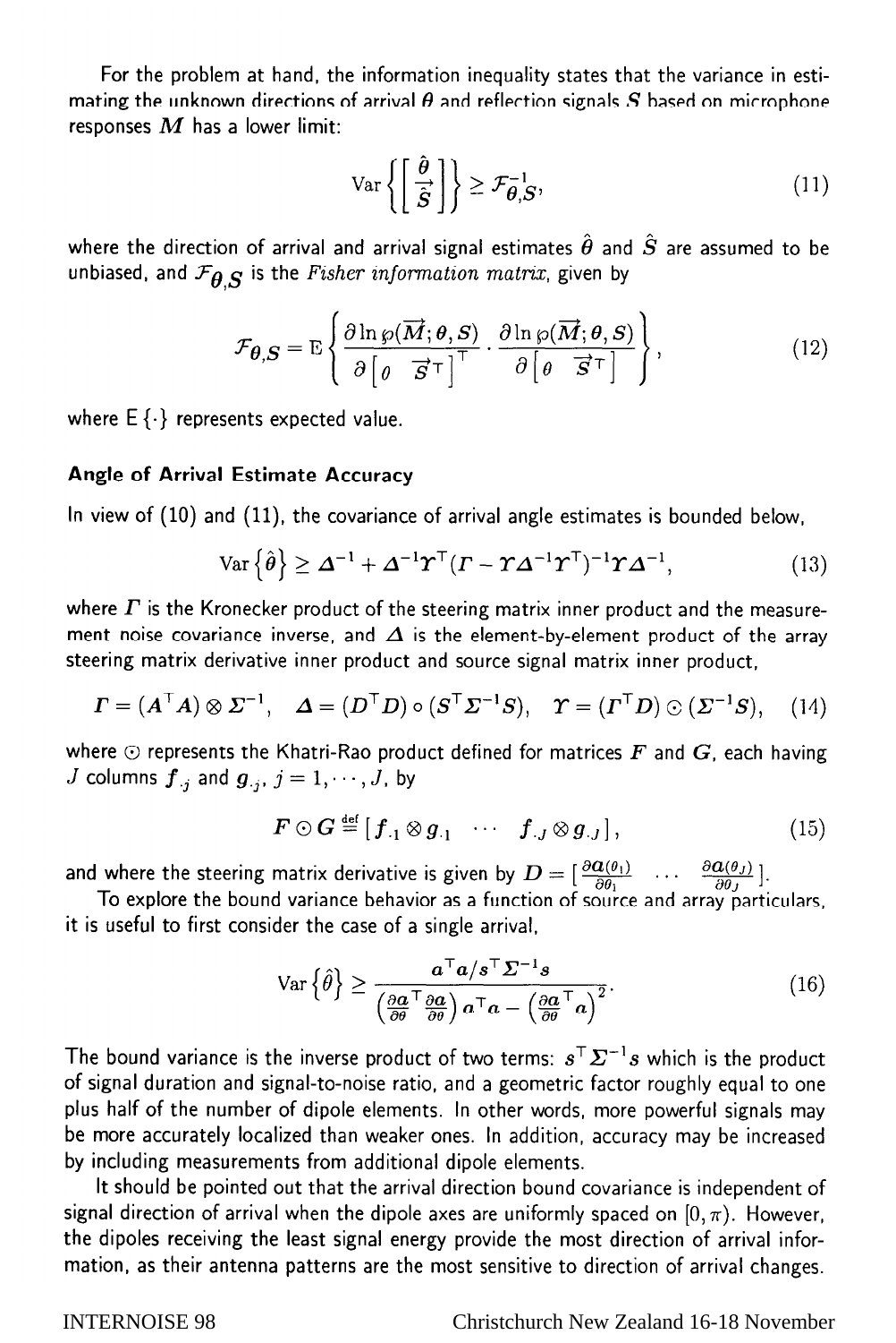For the problem at hand, the information inequality states that the variance in estimating the unknown directions of arrival $\boldsymbol{\theta}$ and reflection signals $\boldsymbol{S}$ based on microphone responses $\boldsymbol{M}$ has a lower limit:

$$\mathrm{Var}\left\{\begin{bmatrix} \hat{\boldsymbol{\theta}} \\ \hat{\vec{\boldsymbol{S}}} \end{bmatrix}\right\} \succeq \mathcal{F}_{\boldsymbol{\theta},\boldsymbol{S}}^{-1}, \tag{11}$$

where the direction of arrival and arrival signal estimates $\hat{\boldsymbol{\theta}}$ and $\hat{\boldsymbol{S}}$ are assumed to be unbiased, and $\mathcal{F}_{\boldsymbol{\theta},\boldsymbol{S}}$ is the *Fisher information matrix*, given by

$$\mathcal{F}_{\boldsymbol{\theta},\boldsymbol{S}} = \mathrm{E}\left\{ \frac{\partial \ln \wp(\vec{\boldsymbol{M}};\boldsymbol{\theta},\boldsymbol{S})}{\partial \begin{bmatrix} \boldsymbol{\theta} & \vec{\boldsymbol{S}}^{\top} \end{bmatrix}^{\top}} \cdot \frac{\partial \ln \wp(\vec{\boldsymbol{M}};\boldsymbol{\theta},\boldsymbol{S})}{\partial \begin{bmatrix} \boldsymbol{\theta} & \vec{\boldsymbol{S}}^{\top} \end{bmatrix}} \right\}, \tag{12}$$

where $\mathrm{E}\{\cdot\}$ represents expected value.

### Angle of Arrival Estimate Accuracy

In view of (10) and (11), the covariance of arrival angle estimates is bounded below,

$$\mathrm{Var}\left\{\hat{\boldsymbol{\theta}}\right\} \succeq \boldsymbol{\Delta}^{-1} + \boldsymbol{\Delta}^{-1}\boldsymbol{\Upsilon}^{\top}(\boldsymbol{\Gamma} - \boldsymbol{\Upsilon}\boldsymbol{\Delta}^{-1}\boldsymbol{\Upsilon}^{\top})^{-1}\boldsymbol{\Upsilon}\boldsymbol{\Delta}^{-1}, \tag{13}$$

where $\boldsymbol{\Gamma}$ is the Kronecker product of the steering matrix inner product and the measurement noise covariance inverse, and $\boldsymbol{\Delta}$ is the element-by-element product of the array steering matrix derivative inner product and source signal matrix inner product,

$$\boldsymbol{\Gamma} = (\boldsymbol{A}^{\top}\boldsymbol{A}) \otimes \boldsymbol{\Sigma}^{-1}, \quad \boldsymbol{\Delta} = (\boldsymbol{D}^{\top}\boldsymbol{D}) \circ (\boldsymbol{S}^{\top}\boldsymbol{\Sigma}^{-1}\boldsymbol{S}), \quad \boldsymbol{\Upsilon} = (\boldsymbol{\Gamma}^{\top}\boldsymbol{D}) \odot (\boldsymbol{\Sigma}^{-1}\boldsymbol{S}), \tag{14}$$

where $\odot$ represents the Khatri-Rao product defined for matrices $\boldsymbol{F}$ and $\boldsymbol{G}$, each having $J$ columns $\boldsymbol{f}_{\cdot j}$ and $\boldsymbol{g}_{\cdot j}$, $j = 1, \cdots, J$, by

$$\boldsymbol{F} \odot \boldsymbol{G} \stackrel{\text{def}}{=} [\boldsymbol{f}_{\cdot 1} \otimes \boldsymbol{g}_{\cdot 1} \quad \cdots \quad \boldsymbol{f}_{\cdot J} \otimes \boldsymbol{g}_{\cdot J}], \tag{15}$$

and where the steering matrix derivative is given by $\boldsymbol{D} = [\frac{\partial \boldsymbol{a}(\theta_1)}{\partial \theta_1} \quad \cdots \quad \frac{\partial \boldsymbol{a}(\theta_J)}{\partial \theta_J}]$.

To explore the bound variance behavior as a function of source and array particulars, it is useful to first consider the case of a single arrival,

$$\mathrm{Var}\left\{\hat{\theta}\right\} \geq \frac{\boldsymbol{a}^{\top}\boldsymbol{a}/\boldsymbol{s}^{\top}\boldsymbol{\Sigma}^{-1}\boldsymbol{s}}{\left(\frac{\partial \boldsymbol{a}}{\partial \theta}^{\top}\frac{\partial \boldsymbol{a}}{\partial \theta}\right)\boldsymbol{a}^{\top}\boldsymbol{a} - \left(\frac{\partial \boldsymbol{a}}{\partial \theta}^{\top}\boldsymbol{a}\right)^2}. \tag{16}$$

The bound variance is the inverse product of two terms: $\boldsymbol{s}^{\top}\boldsymbol{\Sigma}^{-1}\boldsymbol{s}$ which is the product of signal duration and signal-to-noise ratio, and a geometric factor roughly equal to one plus half of the number of dipole elements. In other words, more powerful signals may be more accurately localized than weaker ones. In addition, accuracy may be increased by including measurements from additional dipole elements.

It should be pointed out that the arrival direction bound covariance is independent of signal direction of arrival when the dipole axes are uniformly spaced on $[0, \pi)$. However, the dipoles receiving the least signal energy provide the most direction of arrival information, as their antenna patterns are the most sensitive to direction of arrival changes.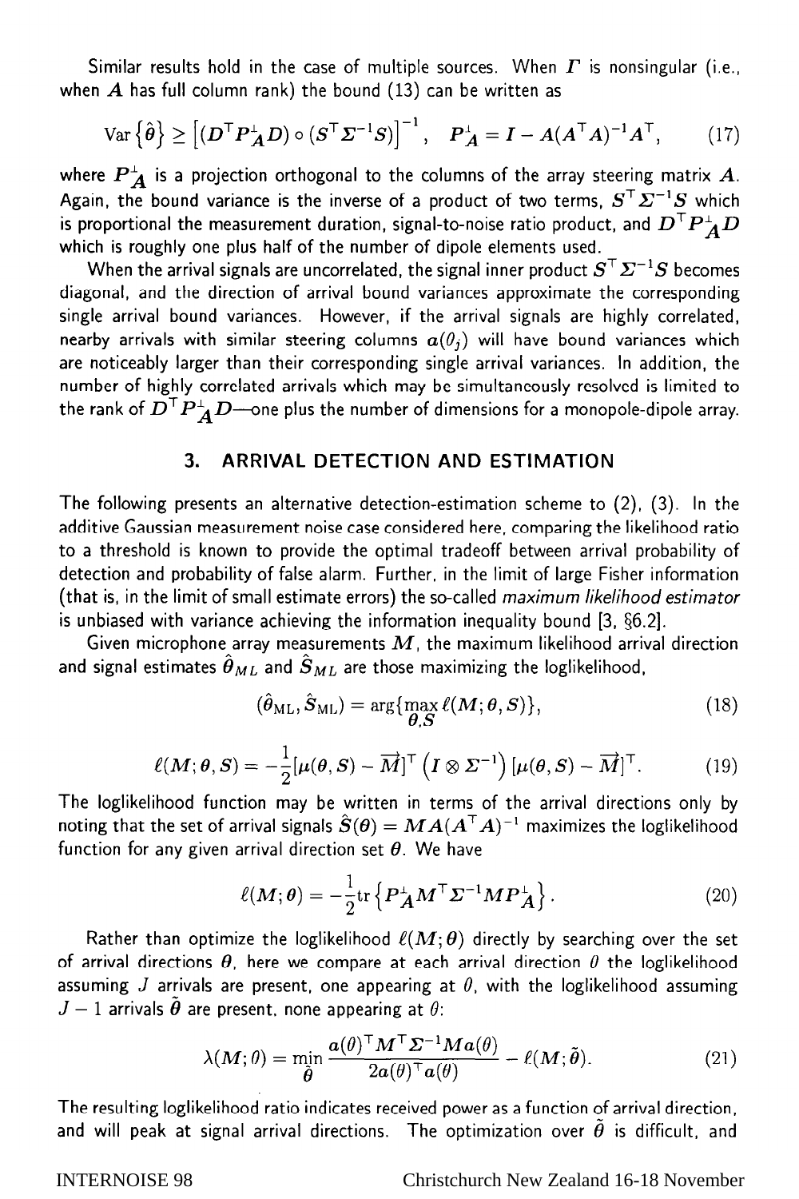Similar results hold in the case of multiple sources. When $\boldsymbol{\Gamma}$ is nonsingular (i.e., when $\boldsymbol{A}$ has full column rank) the bound (13) can be written as

$$\operatorname{Var}\{\hat{\theta}\} \geq \left[(\boldsymbol{D}^\top \boldsymbol{P}_{\boldsymbol{A}}^{\perp} \boldsymbol{D}) \circ (\boldsymbol{S}^\top \boldsymbol{\Sigma}^{-1} \boldsymbol{S})\right]^{-1}, \quad \boldsymbol{P}_{\boldsymbol{A}}^{\perp} = \boldsymbol{I} - \boldsymbol{A}(\boldsymbol{A}^\top \boldsymbol{A})^{-1} \boldsymbol{A}^\top, \tag{17}$$

where $\boldsymbol{P}_{\boldsymbol{A}}^{\perp}$ is a projection orthogonal to the columns of the array steering matrix $\boldsymbol{A}$. Again, the bound variance is the inverse of a product of two terms, $\boldsymbol{S}^\top \boldsymbol{\Sigma}^{-1} \boldsymbol{S}$ which is proportional the measurement duration, signal-to-noise ratio product, and $\boldsymbol{D}^\top \boldsymbol{P}_{\boldsymbol{A}}^{\perp} \boldsymbol{D}$ which is roughly one plus half of the number of dipole elements used.

When the arrival signals are uncorrelated, the signal inner product $\boldsymbol{S}^\top \boldsymbol{\Sigma}^{-1} \boldsymbol{S}$ becomes diagonal, and the direction of arrival bound variances approximate the corresponding single arrival bound variances. However, if the arrival signals are highly correlated, nearby arrivals with similar steering columns $\boldsymbol{a}(\theta_j)$ will have bound variances which are noticeably larger than their corresponding single arrival variances. In addition, the number of highly correlated arrivals which may be simultaneously resolved is limited to the rank of $\boldsymbol{D}^\top \boldsymbol{P}_{\boldsymbol{A}}^{\perp} \boldsymbol{D}$—one plus the number of dimensions for a monopole-dipole array.

## 3. ARRIVAL DETECTION AND ESTIMATION

The following presents an alternative detection-estimation scheme to (2), (3). In the additive Gaussian measurement noise case considered here, comparing the likelihood ratio to a threshold is known to provide the optimal tradeoff between arrival probability of detection and probability of false alarm. Further, in the limit of large Fisher information (that is, in the limit of small estimate errors) the so-called *maximum likelihood estimator* is unbiased with variance achieving the information inequality bound [3, §6.2].

Given microphone array measurements $\boldsymbol{M}$, the maximum likelihood arrival direction and signal estimates $\hat{\boldsymbol{\theta}}_{ML}$ and $\hat{\boldsymbol{S}}_{ML}$ are those maximizing the loglikelihood,

$$(\hat{\boldsymbol{\theta}}_{\mathrm{ML}}, \hat{\boldsymbol{S}}_{\mathrm{ML}}) = \arg\{\max_{\boldsymbol{\theta}, \boldsymbol{S}} \ell(\boldsymbol{M}; \boldsymbol{\theta}, \boldsymbol{S})\}, \tag{18}$$

$$\ell(\boldsymbol{M}; \boldsymbol{\theta}, \boldsymbol{S}) = -\frac{1}{2}[\mu(\boldsymbol{\theta}, \boldsymbol{S}) - \overrightarrow{\boldsymbol{M}}]^\top \left(\boldsymbol{I} \otimes \boldsymbol{\Sigma}^{-1}\right) [\mu(\boldsymbol{\theta}, \boldsymbol{S}) - \overrightarrow{\boldsymbol{M}}]^\top. \tag{19}$$

The loglikelihood function may be written in terms of the arrival directions only by noting that the set of arrival signals $\hat{\boldsymbol{S}}(\boldsymbol{\theta}) = \boldsymbol{M}\boldsymbol{A}(\boldsymbol{A}^\top \boldsymbol{A})^{-1}$ maximizes the loglikelihood function for any given arrival direction set $\boldsymbol{\theta}$. We have

$$\ell(\boldsymbol{M}; \boldsymbol{\theta}) = -\frac{1}{2} \operatorname{tr}\left\{\boldsymbol{P}_{\boldsymbol{A}}^{\perp} \boldsymbol{M}^\top \boldsymbol{\Sigma}^{-1} \boldsymbol{M} \boldsymbol{P}_{\boldsymbol{A}}^{\perp}\right\}. \tag{20}$$

Rather than optimize the loglikelihood $\ell(\boldsymbol{M}; \boldsymbol{\theta})$ directly by searching over the set of arrival directions $\boldsymbol{\theta}$, here we compare at each arrival direction $\theta$ the loglikelihood assuming $J$ arrivals are present, one appearing at $\theta$, with the loglikelihood assuming $J-1$ arrivals $\tilde{\boldsymbol{\theta}}$ are present, none appearing at $\theta$:

$$\lambda(\boldsymbol{M}; \theta) = \min_{\tilde{\boldsymbol{\theta}}} \frac{\boldsymbol{a}(\theta)^\top \boldsymbol{M}^\top \boldsymbol{\Sigma}^{-1} \boldsymbol{M} \boldsymbol{a}(\theta)}{2\boldsymbol{a}(\theta)^\top \boldsymbol{a}(\theta)} - \ell(\boldsymbol{M}; \tilde{\boldsymbol{\theta}}). \tag{21}$$

The resulting loglikelihood ratio indicates received power as a function of arrival direction, and will peak at signal arrival directions. The optimization over $\tilde{\boldsymbol{\theta}}$ is difficult, and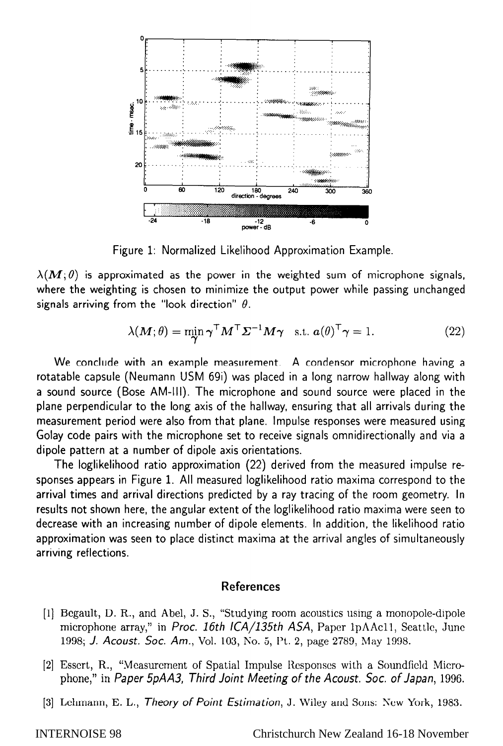0

5

10

15

20

time - msec.

0 60 120 180 240 300 360

direction - degrees

-24 -18 -12 -6 0

power - dB

Figure 1: Normalized Likelihood Approximation Example.

$\lambda(\boldsymbol{M};\theta)$ is approximated as the power in the weighted sum of microphone signals, where the weighting is chosen to minimize the output power while passing unchanged signals arriving from the "look direction" $\theta$.

$$\lambda(\boldsymbol{M};\theta) = \min_{\boldsymbol{\gamma}} \boldsymbol{\gamma}^\top \boldsymbol{M}^\top \boldsymbol{\Sigma}^{-1} \boldsymbol{M} \boldsymbol{\gamma} \quad \text{s.t. } \boldsymbol{a}(\theta)^\top \boldsymbol{\gamma} = 1. \tag{22}$$

We conclude with an example measurement. A condensor microphone having a rotatable capsule (Neumann USM 69i) was placed in a long narrow hallway along with a sound source (Bose AM-III). The microphone and sound source were placed in the plane perpendicular to the long axis of the hallway, ensuring that all arrivals during the measurement period were also from that plane. Impulse responses were measured using Golay code pairs with the microphone set to receive signals omnidirectionally and via a dipole pattern at a number of dipole axis orientations.

The loglikelihood ratio approximation (22) derived from the measured impulse responses appears in Figure 1. All measured loglikelihood ratio maxima correspond to the arrival times and arrival directions predicted by a ray tracing of the room geometry. In results not shown here, the angular extent of the loglikelihood ratio maxima were seen to decrease with an increasing number of dipole elements. In addition, the likelihood ratio approximation was seen to place distinct maxima at the arrival angles of simultaneously arriving reflections.

## References

[1] Begault, D. R., and Abel, J. S., "Studying room acoustics using a monopole-dipole microphone array," in *Proc. 16th ICA/135th ASA*, Paper 1pAAc11, Seattle, June 1998; *J. Acoust. Soc. Am.*, Vol. 103, No. 5, Pt. 2, page 2789, May 1998.

[2] Essert, R., "Measurement of Spatial Impulse Responses with a Soundfield Microphone," in *Paper 5pAA3, Third Joint Meeting of the Acoust. Soc. of Japan*, 1996.

[3] Lehmann, E. L., *Theory of Point Estimation*, J. Wiley and Sons: New York, 1983.